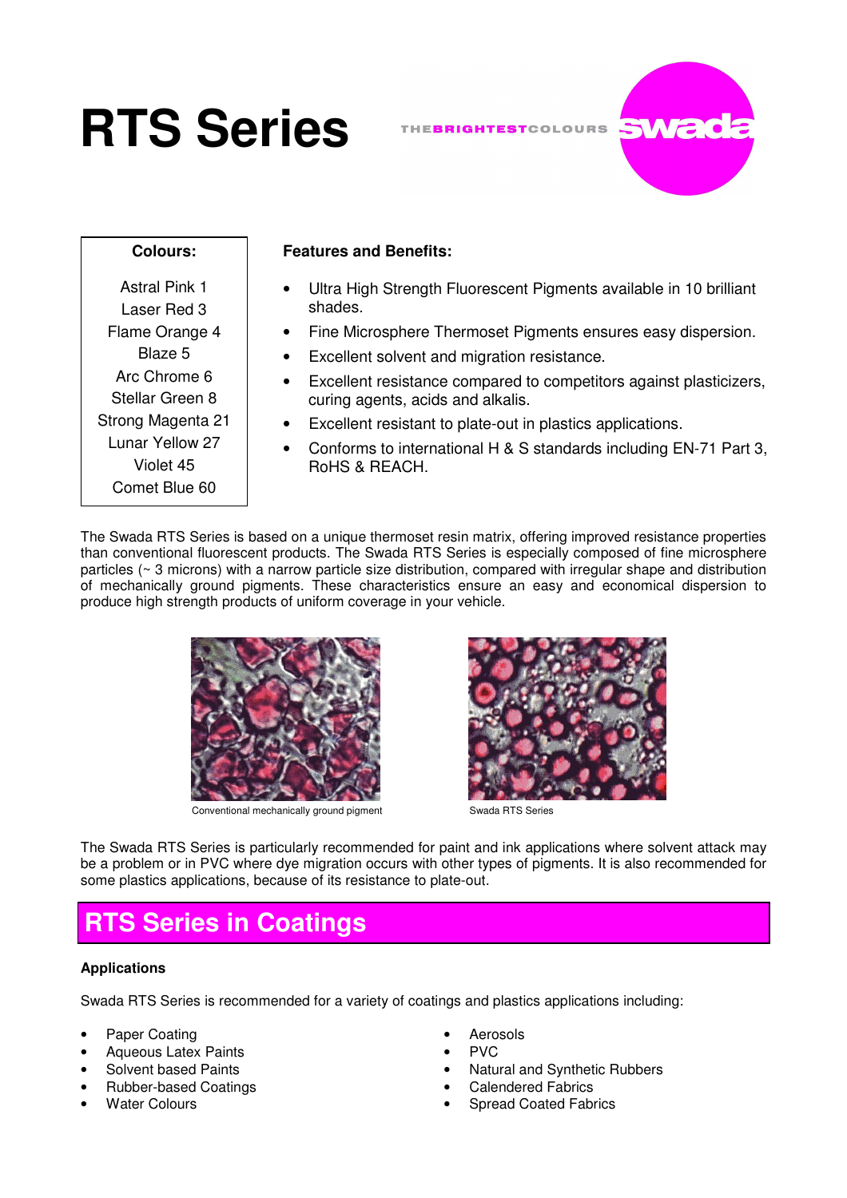# RTS Series

THEBRIGHTESTCOLOURS swada

**Colours:**

Astral Pink 1
Laser Red 3
Flame Orange 4
Blaze 5
Arc Chrome 6
Stellar Green 8
Strong Magenta 21
Lunar Yellow 27
Violet 45
Comet Blue 60

**Features and Benefits:**

- Ultra High Strength Fluorescent Pigments available in 10 brilliant shades.
- Fine Microsphere Thermoset Pigments ensures easy dispersion.
- Excellent solvent and migration resistance.
- Excellent resistance compared to competitors against plasticizers, curing agents, acids and alkalis.
- Excellent resistant to plate-out in plastics applications.
- Conforms to international H & S standards including EN-71 Part 3, RoHS & REACH.

The Swada RTS Series is based on a unique thermoset resin matrix, offering improved resistance properties than conventional fluorescent products. The Swada RTS Series is especially composed of fine microsphere particles (~ 3 microns) with a narrow particle size distribution, compared with irregular shape and distribution of mechanically ground pigments. These characteristics ensure an easy and economical dispersion to produce high strength products of uniform coverage in your vehicle.

Conventional mechanically ground pigment

Swada RTS Series

The Swada RTS Series is particularly recommended for paint and ink applications where solvent attack may be a problem or in PVC where dye migration occurs with other types of pigments. It is also recommended for some plastics applications, because of its resistance to plate-out.

## RTS Series in Coatings

**Applications**

Swada RTS Series is recommended for a variety of coatings and plastics applications including:

- Paper Coating
- Aqueous Latex Paints
- Solvent based Paints
- Rubber-based Coatings
- Water Colours
- Aerosols
- PVC
- Natural and Synthetic Rubbers
- Calendered Fabrics
- Spread Coated Fabrics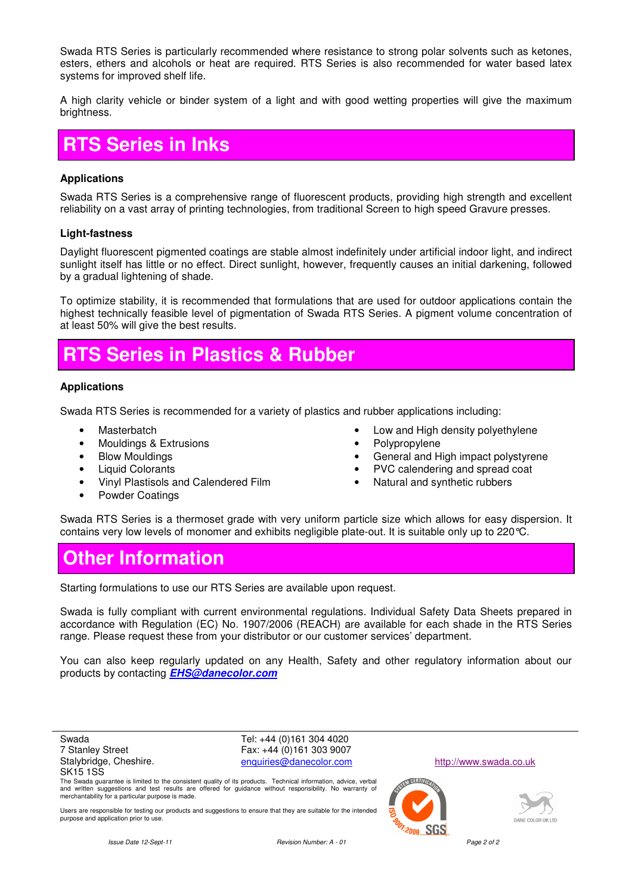Swada RTS Series is particularly recommended where resistance to strong polar solvents such as ketones, esters, ethers and alcohols or heat are required. RTS Series is also recommended for water based latex systems for improved shelf life.

A high clarity vehicle or binder system of a light and with good wetting properties will give the maximum brightness.

# RTS Series in Inks

### Applications

Swada RTS Series is a comprehensive range of fluorescent products, providing high strength and excellent reliability on a vast array of printing technologies, from traditional Screen to high speed Gravure presses.

### Light-fastness

Daylight fluorescent pigmented coatings are stable almost indefinitely under artificial indoor light, and indirect sunlight itself has little or no effect. Direct sunlight, however, frequently causes an initial darkening, followed by a gradual lightening of shade.

To optimize stability, it is recommended that formulations that are used for outdoor applications contain the highest technically feasible level of pigmentation of Swada RTS Series. A pigment volume concentration of at least 50% will give the best results.

# RTS Series in Plastics & Rubber

### Applications

Swada RTS Series is recommended for a variety of plastics and rubber applications including:

- Masterbatch
- Mouldings & Extrusions
- Blow Mouldings
- Liquid Colorants
- Vinyl Plastisols and Calendered Film
- Powder Coatings
- Low and High density polyethylene
- Polypropylene
- General and High impact polystyrene
- PVC calendering and spread coat
- Natural and synthetic rubbers

Swada RTS Series is a thermoset grade with very uniform particle size which allows for easy dispersion. It contains very low levels of monomer and exhibits negligible plate-out. It is suitable only up to 220°C.

# Other Information

Starting formulations to use our RTS Series are available upon request.

Swada is fully compliant with current environmental regulations. Individual Safety Data Sheets prepared in accordance with Regulation (EC) No. 1907/2006 (REACH) are available for each shade in the RTS Series range. Please request these from your distributor or our customer services' department.

You can also keep regularly updated on any Health, Safety and other regulatory information about our products by contacting ***EHS@danecolor.com***

Swada
7 Stanley Street
Stalybridge, Cheshire.
SK15 1SS

Tel: +44 (0)161 304 4020
Fax: +44 (0)161 303 9007
enquiries@danecolor.com

http://www.swada.co.uk

The Swada guarantee is limited to the consistent quality of its products. Technical information, advice, verbal and written suggestions and test results are offered for guidance without responsibility. No warranty of merchantability for a particular purpose is made.

Users are responsible for testing our products and suggestions to ensure that they are suitable for the intended purpose and application prior to use.

*Issue Date 12-Sept-11* *Revision Number: A - 01*